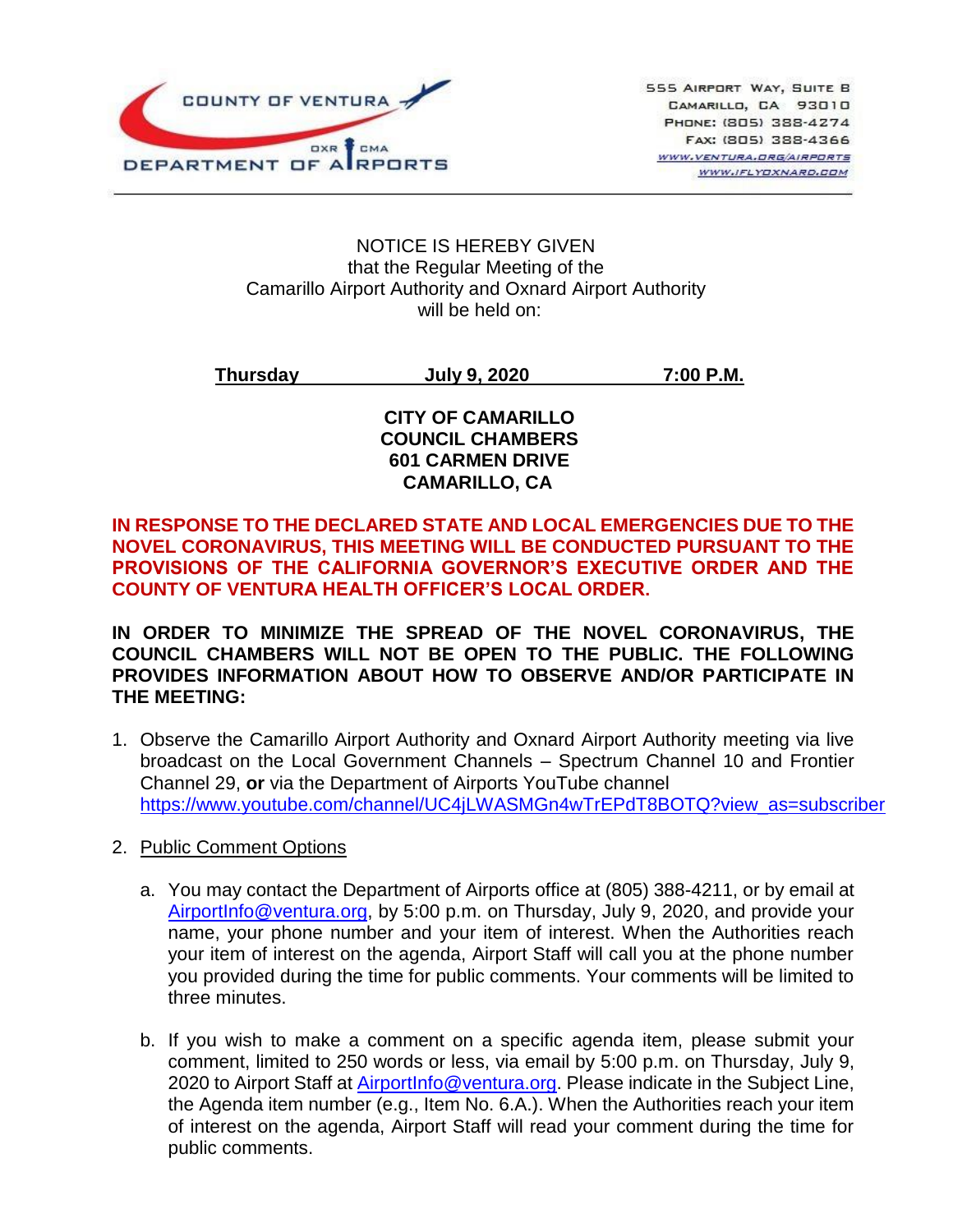COUNTY OF VENTURA
DEPARTMENT OF AIRPORTS
OXR CMA

555 Airport Way, Suite B
Camarillo, CA 93010
Phone: (805) 388-4274
Fax: (805) 388-4366
www.ventura.org/airports
www.iflyoxnard.com

NOTICE IS HEREBY GIVEN
that the Regular Meeting of the
Camarillo Airport Authority and Oxnard Airport Authority
will be held on:

**Thursday July 9, 2020 7:00 P.M.**

**CITY OF CAMARILLO**
**COUNCIL CHAMBERS**
**601 CARMEN DRIVE**
**CAMARILLO, CA**

**IN RESPONSE TO THE DECLARED STATE AND LOCAL EMERGENCIES DUE TO THE NOVEL CORONAVIRUS, THIS MEETING WILL BE CONDUCTED PURSUANT TO THE PROVISIONS OF THE CALIFORNIA GOVERNOR'S EXECUTIVE ORDER AND THE COUNTY OF VENTURA HEALTH OFFICER'S LOCAL ORDER.**

**IN ORDER TO MINIMIZE THE SPREAD OF THE NOVEL CORONAVIRUS, THE COUNCIL CHAMBERS WILL NOT BE OPEN TO THE PUBLIC. THE FOLLOWING PROVIDES INFORMATION ABOUT HOW TO OBSERVE AND/OR PARTICIPATE IN THE MEETING:**

1. Observe the Camarillo Airport Authority and Oxnard Airport Authority meeting via live broadcast on the Local Government Channels – Spectrum Channel 10 and Frontier Channel 29, **or** via the Department of Airports YouTube channel https://www.youtube.com/channel/UC4jLWASMGn4wTrEPdT8BOTQ?view_as=subscriber

2. Public Comment Options

   a. You may contact the Department of Airports office at (805) 388-4211, or by email at AirportInfo@ventura.org, by 5:00 p.m. on Thursday, July 9, 2020, and provide your name, your phone number and your item of interest. When the Authorities reach your item of interest on the agenda, Airport Staff will call you at the phone number you provided during the time for public comments. Your comments will be limited to three minutes.

   b. If you wish to make a comment on a specific agenda item, please submit your comment, limited to 250 words or less, via email by 5:00 p.m. on Thursday, July 9, 2020 to Airport Staff at AirportInfo@ventura.org. Please indicate in the Subject Line, the Agenda item number (e.g., Item No. 6.A.). When the Authorities reach your item of interest on the agenda, Airport Staff will read your comment during the time for public comments.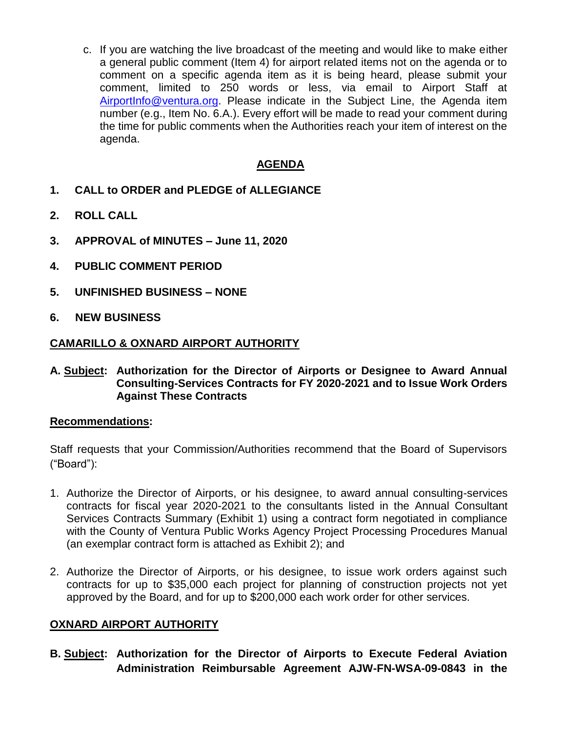c. If you are watching the live broadcast of the meeting and would like to make either a general public comment (Item 4) for airport related items not on the agenda or to comment on a specific agenda item as it is being heard, please submit your comment, limited to 250 words or less, via email to Airport Staff at AirportInfo@ventura.org. Please indicate in the Subject Line, the Agenda item number (e.g., Item No. 6.A.). Every effort will be made to read your comment during the time for public comments when the Authorities reach your item of interest on the agenda.

## AGENDA

**1. CALL to ORDER and PLEDGE of ALLEGIANCE**

**2. ROLL CALL**

**3. APPROVAL of MINUTES – June 11, 2020**

**4. PUBLIC COMMENT PERIOD**

**5. UNFINISHED BUSINESS – NONE**

**6. NEW BUSINESS**

**CAMARILLO & OXNARD AIRPORT AUTHORITY**

**A. Subject: Authorization for the Director of Airports or Designee to Award Annual Consulting-Services Contracts for FY 2020-2021 and to Issue Work Orders Against These Contracts**

**Recommendations:**

Staff requests that your Commission/Authorities recommend that the Board of Supervisors ("Board"):

1. Authorize the Director of Airports, or his designee, to award annual consulting-services contracts for fiscal year 2020-2021 to the consultants listed in the Annual Consultant Services Contracts Summary (Exhibit 1) using a contract form negotiated in compliance with the County of Ventura Public Works Agency Project Processing Procedures Manual (an exemplar contract form is attached as Exhibit 2); and

2. Authorize the Director of Airports, or his designee, to issue work orders against such contracts for up to $35,000 each project for planning of construction projects not yet approved by the Board, and for up to $200,000 each work order for other services.

**OXNARD AIRPORT AUTHORITY**

**B. Subject: Authorization for the Director of Airports to Execute Federal Aviation Administration Reimbursable Agreement AJW-FN-WSA-09-0843 in the**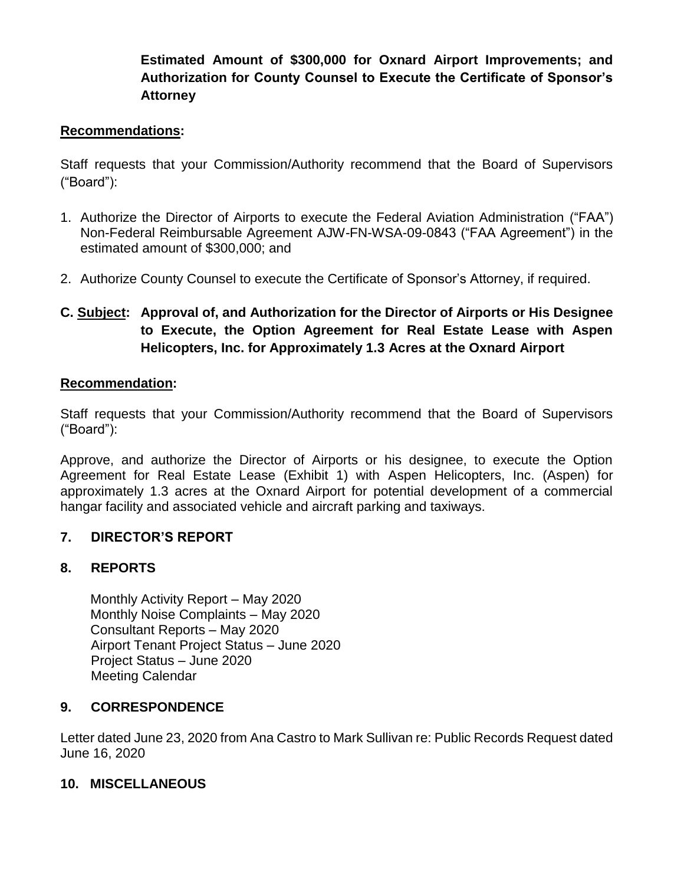**Estimated Amount of $300,000 for Oxnard Airport Improvements; and Authorization for County Counsel to Execute the Certificate of Sponsor's Attorney**

**Recommendations:**

Staff requests that your Commission/Authority recommend that the Board of Supervisors ("Board"):

1. Authorize the Director of Airports to execute the Federal Aviation Administration ("FAA") Non-Federal Reimbursable Agreement AJW-FN-WSA-09-0843 ("FAA Agreement") in the estimated amount of $300,000; and
2. Authorize County Counsel to execute the Certificate of Sponsor's Attorney, if required.

**C. Subject: Approval of, and Authorization for the Director of Airports or His Designee to Execute, the Option Agreement for Real Estate Lease with Aspen Helicopters, Inc. for Approximately 1.3 Acres at the Oxnard Airport**

**Recommendation:**

Staff requests that your Commission/Authority recommend that the Board of Supervisors ("Board"):

Approve, and authorize the Director of Airports or his designee, to execute the Option Agreement for Real Estate Lease (Exhibit 1) with Aspen Helicopters, Inc. (Aspen) for approximately 1.3 acres at the Oxnard Airport for potential development of a commercial hangar facility and associated vehicle and aircraft parking and taxiways.

## 7. DIRECTOR'S REPORT

## 8. REPORTS

Monthly Activity Report – May 2020
Monthly Noise Complaints – May 2020
Consultant Reports – May 2020
Airport Tenant Project Status – June 2020
Project Status – June 2020
Meeting Calendar

## 9. CORRESPONDENCE

Letter dated June 23, 2020 from Ana Castro to Mark Sullivan re: Public Records Request dated June 16, 2020

## 10. MISCELLANEOUS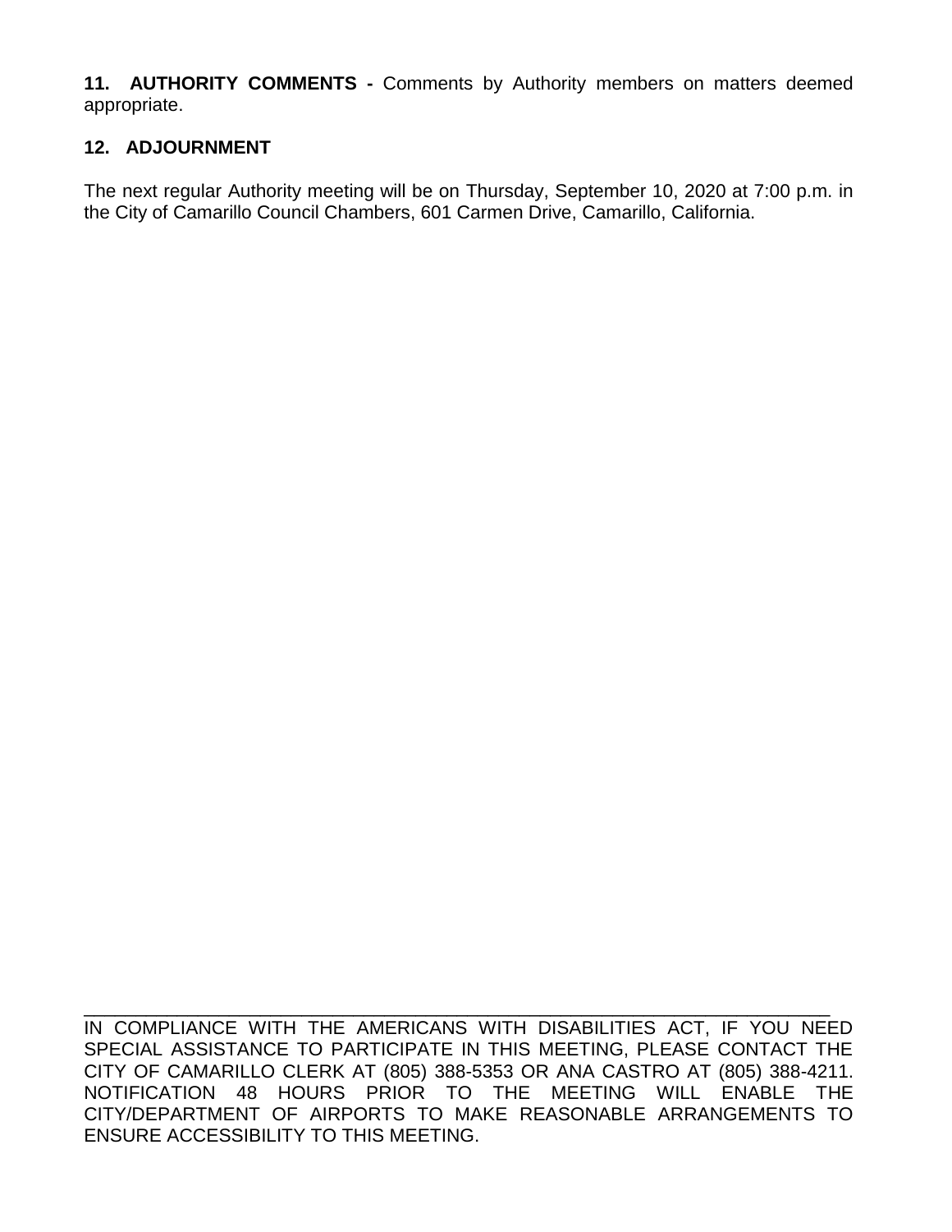**11. AUTHORITY COMMENTS -** Comments by Authority members on matters deemed appropriate.

**12. ADJOURNMENT**

The next regular Authority meeting will be on Thursday, September 10, 2020 at 7:00 p.m. in the City of Camarillo Council Chambers, 601 Carmen Drive, Camarillo, California.

---

IN COMPLIANCE WITH THE AMERICANS WITH DISABILITIES ACT, IF YOU NEED SPECIAL ASSISTANCE TO PARTICIPATE IN THIS MEETING, PLEASE CONTACT THE CITY OF CAMARILLO CLERK AT (805) 388-5353 OR ANA CASTRO AT (805) 388-4211. NOTIFICATION 48 HOURS PRIOR TO THE MEETING WILL ENABLE THE CITY/DEPARTMENT OF AIRPORTS TO MAKE REASONABLE ARRANGEMENTS TO ENSURE ACCESSIBILITY TO THIS MEETING.